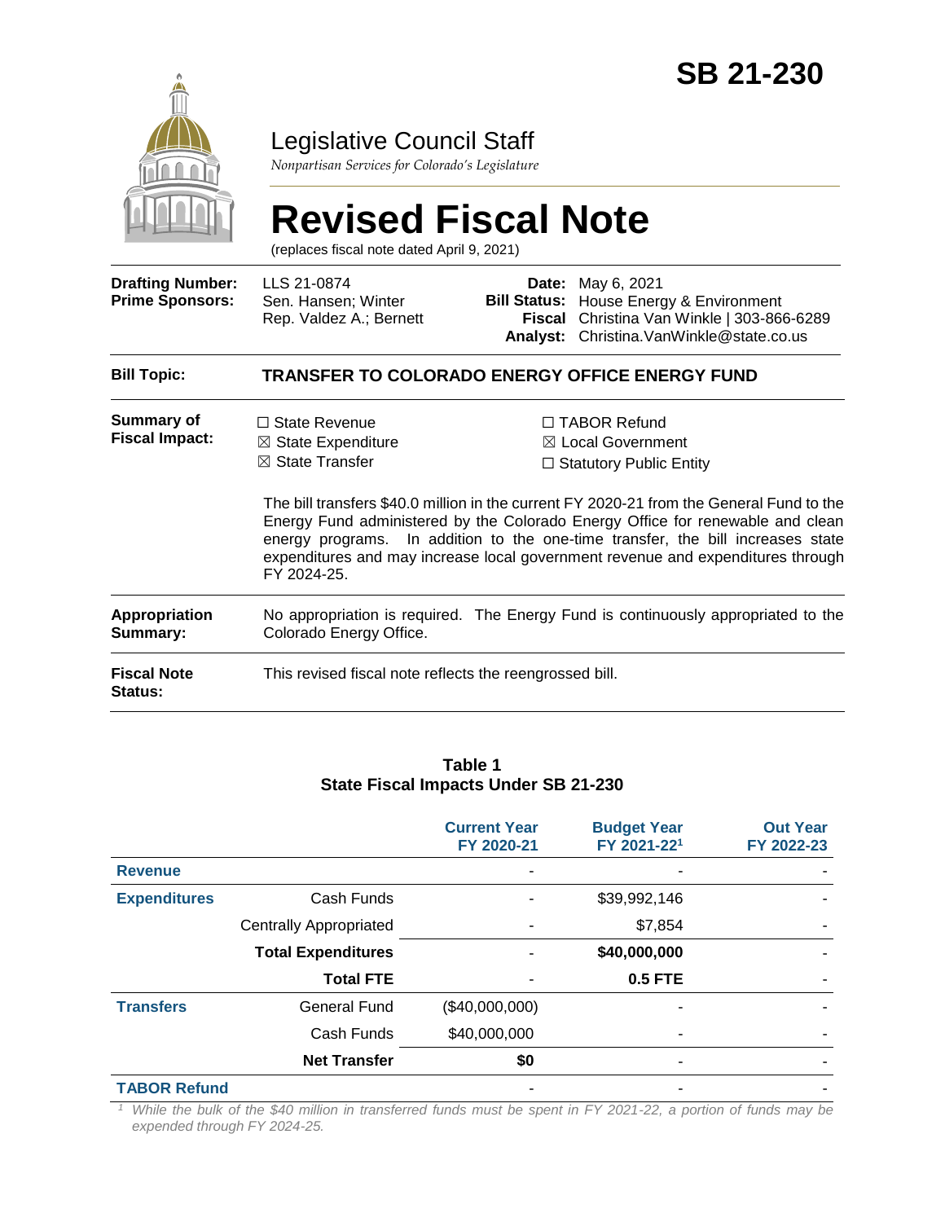# SB 21-230

## Legislative Council Staff

*Nonpartisan Services for Colorado's Legislature*

# Revised Fiscal Note

(replaces fiscal note dated April 9, 2021)

| | | | |
|---|---|---|---|
| **Drafting Number:** | LLS 21-0874 | **Date:** | May 6, 2021 |
| **Prime Sponsors:** | Sen. Hansen; Winter<br>Rep. Valdez A.; Bernett | **Bill Status:** | House Energy & Environment |
| | | **Fiscal Analyst:** | Christina Van Winkle \| 303-866-6289<br>Christina.VanWinkle@state.co.us |

**Bill Topic:** **TRANSFER TO COLORADO ENERGY OFFICE ENERGY FUND**

**Summary of Fiscal Impact:**

- ☐ State Revenue
- ☒ State Expenditure
- ☒ State Transfer
- ☐ TABOR Refund
- ☒ Local Government
- ☐ Statutory Public Entity

The bill transfers $40.0 million in the current FY 2020-21 from the General Fund to the Energy Fund administered by the Colorado Energy Office for renewable and clean energy programs. In addition to the one-time transfer, the bill increases state expenditures and may increase local government revenue and expenditures through FY 2024-25.

**Appropriation Summary:** No appropriation is required. The Energy Fund is continuously appropriated to the Colorado Energy Office.

**Fiscal Note Status:** This revised fiscal note reflects the reengrossed bill.

**Table 1**
**State Fiscal Impacts Under SB 21-230**

| | | Current Year FY 2020-21 | Budget Year FY 2021-22[1] | Out Year FY 2022-23 |
|---|---|---|---|---|
| **Revenue** | | - | - | - |
| **Expenditures** | Cash Funds | - | $39,992,146 | - |
| | Centrally Appropriated | - | $7,854 | - |
| | **Total Expenditures** | - | **$40,000,000** | - |
| | **Total FTE** | - | **0.5 FTE** | - |
| **Transfers** | General Fund | ($40,000,000) | - | - |
| | Cash Funds | $40,000,000 | - | - |
| | **Net Transfer** | **$0** | - | - |
| **TABOR Refund** | | - | - | - |

*[1] While the bulk of the $40 million in transferred funds must be spent in FY 2021-22, a portion of funds may be expended through FY 2024-25.*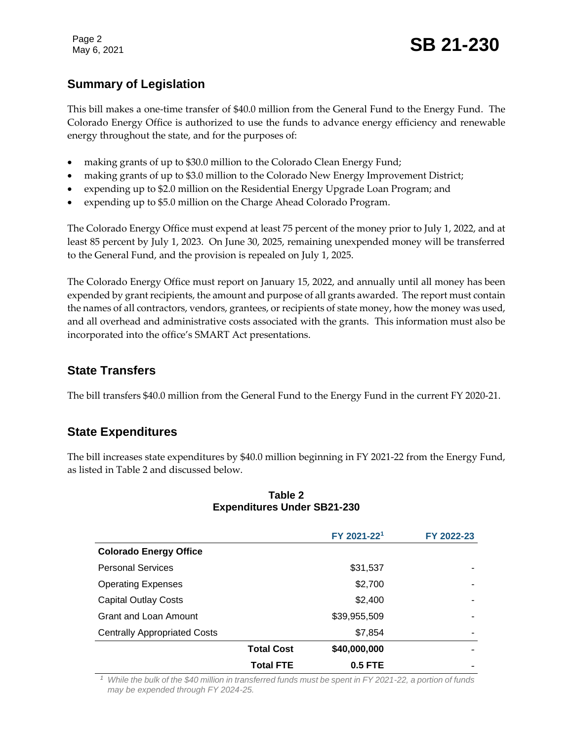## Summary of Legislation

This bill makes a one-time transfer of $40.0 million from the General Fund to the Energy Fund. The Colorado Energy Office is authorized to use the funds to advance energy efficiency and renewable energy throughout the state, and for the purposes of:

- making grants of up to $30.0 million to the Colorado Clean Energy Fund;
- making grants of up to $3.0 million to the Colorado New Energy Improvement District;
- expending up to $2.0 million on the Residential Energy Upgrade Loan Program; and
- expending up to $5.0 million on the Charge Ahead Colorado Program.

The Colorado Energy Office must expend at least 75 percent of the money prior to July 1, 2022, and at least 85 percent by July 1, 2023. On June 30, 2025, remaining unexpended money will be transferred to the General Fund, and the provision is repealed on July 1, 2025.

The Colorado Energy Office must report on January 15, 2022, and annually until all money has been expended by grant recipients, the amount and purpose of all grants awarded. The report must contain the names of all contractors, vendors, grantees, or recipients of state money, how the money was used, and all overhead and administrative costs associated with the grants. This information must also be incorporated into the office's SMART Act presentations.

## State Transfers

The bill transfers $40.0 million from the General Fund to the Energy Fund in the current FY 2020-21.

## State Expenditures

The bill increases state expenditures by $40.0 million beginning in FY 2021-22 from the Energy Fund, as listed in Table 2 and discussed below.

**Table 2**
**Expenditures Under SB21-230**

| | | FY 2021-22[1] | FY 2022-23 |
|---|---|---|---|
| **Colorado Energy Office** | | | |
| Personal Services | | $31,537 | - |
| Operating Expenses | | $2,700 | - |
| Capital Outlay Costs | | $2,400 | - |
| Grant and Loan Amount | | $39,955,509 | - |
| Centrally Appropriated Costs | | $7,854 | - |
| | **Total Cost** | **$40,000,000** | - |
| | **Total FTE** | **0.5 FTE** | - |

*[1] While the bulk of the $40 million in transferred funds must be spent in FY 2021-22, a portion of funds may be expended through FY 2024-25.*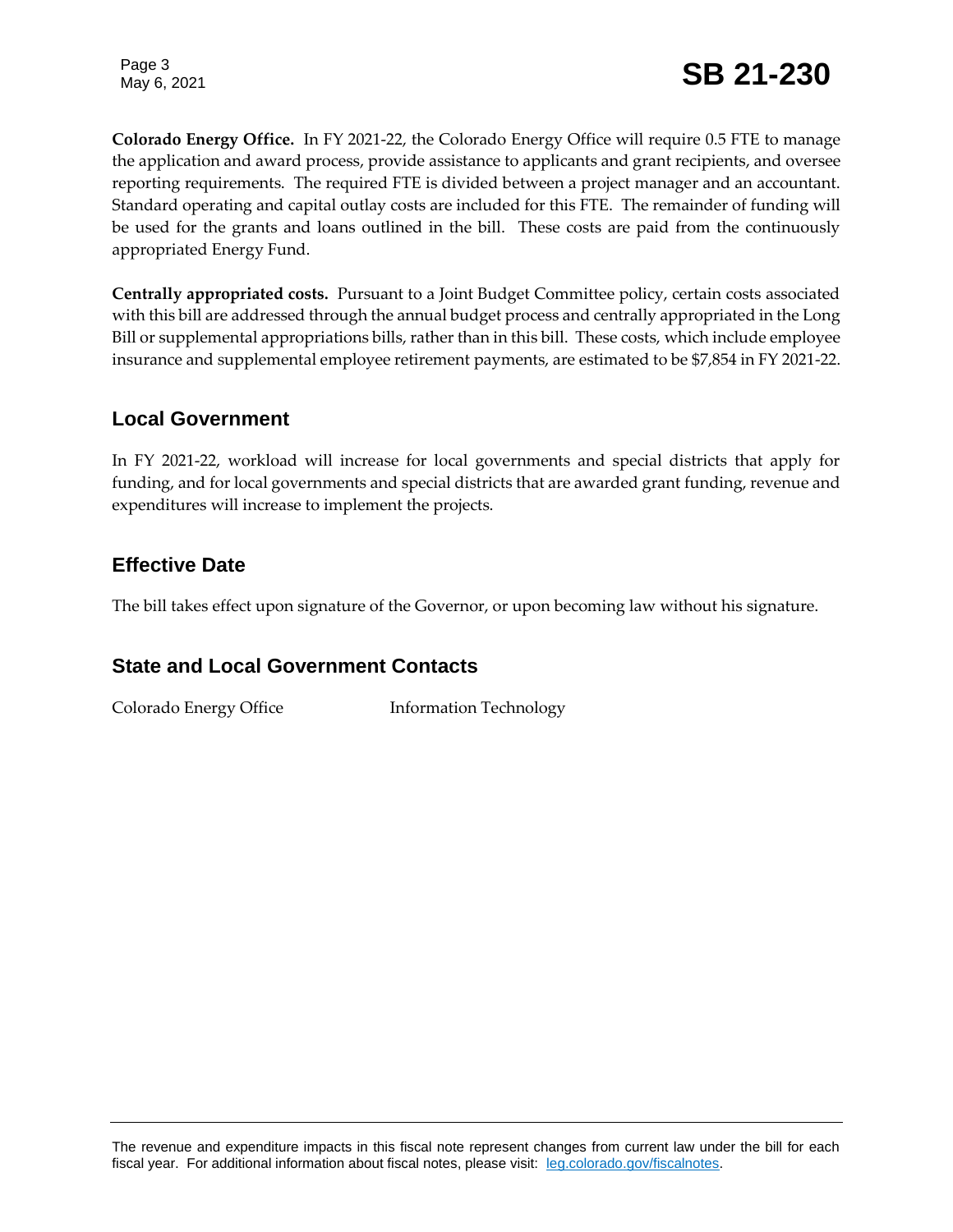**Colorado Energy Office.** In FY 2021-22, the Colorado Energy Office will require 0.5 FTE to manage the application and award process, provide assistance to applicants and grant recipients, and oversee reporting requirements. The required FTE is divided between a project manager and an accountant. Standard operating and capital outlay costs are included for this FTE. The remainder of funding will be used for the grants and loans outlined in the bill. These costs are paid from the continuously appropriated Energy Fund.

**Centrally appropriated costs.** Pursuant to a Joint Budget Committee policy, certain costs associated with this bill are addressed through the annual budget process and centrally appropriated in the Long Bill or supplemental appropriations bills, rather than in this bill. These costs, which include employee insurance and supplemental employee retirement payments, are estimated to be $7,854 in FY 2021-22.

## Local Government

In FY 2021-22, workload will increase for local governments and special districts that apply for funding, and for local governments and special districts that are awarded grant funding, revenue and expenditures will increase to implement the projects.

## Effective Date

The bill takes effect upon signature of the Governor, or upon becoming law without his signature.

## State and Local Government Contacts

Colorado Energy Office

Information Technology

The revenue and expenditure impacts in this fiscal note represent changes from current law under the bill for each fiscal year. For additional information about fiscal notes, please visit: leg.colorado.gov/fiscalnotes.